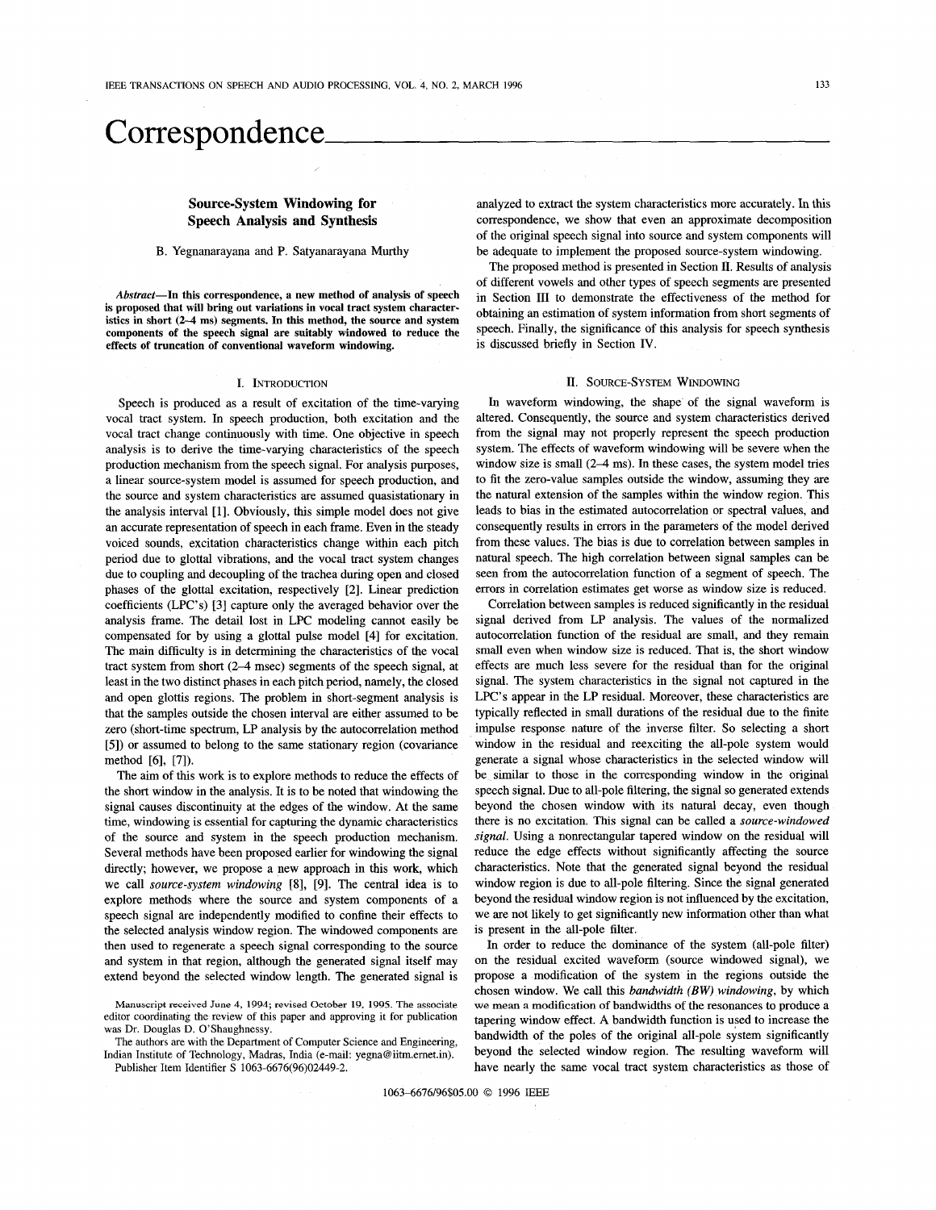# Correspondence

## Source-System Windowing for Speech Analysis and Synthesis

B. Yegnanarayana and P. Satyanarayana Murthy

***Abstract*—In this correspondence, a new method of analysis of speech is proposed that will bring out variations in vocal tract system characteristics in short (2–4 ms) segments. In this method, the source and system components of the speech signal are suitably windowed to reduce the effects of truncation of conventional waveform windowing.**

### I. Introduction

Speech is produced as a result of excitation of the time-varying vocal tract system. In speech production, both excitation and the vocal tract change continuously with time. One objective in speech analysis is to derive the time-varying characteristics of the speech production mechanism from the speech signal. For analysis purposes, a linear source-system model is assumed for speech production, and the source and system characteristics are assumed quasistationary in the analysis interval [1]. Obviously, this simple model does not give an accurate representation of speech in each frame. Even in the steady voiced sounds, excitation characteristics change within each pitch period due to glottal vibrations, and the vocal tract system changes due to coupling and decoupling of the trachea during open and closed phases of the glottal excitation, respectively [2]. Linear prediction coefficients (LPC's) [3] capture only the averaged behavior over the analysis frame. The detail lost in LPC modeling cannot easily be compensated for by using a glottal pulse model [4] for excitation. The main difficulty is in determining the characteristics of the vocal tract system from short (2–4 msec) segments of the speech signal, at least in the two distinct phases in each pitch period, namely, the closed and open glottis regions. The problem in short-segment analysis is that the samples outside the chosen interval are either assumed to be zero (short-time spectrum, LP analysis by the autocorrelation method [5]) or assumed to belong to the same stationary region (covariance method [6], [7]).

The aim of this work is to explore methods to reduce the effects of the short window in the analysis. It is to be noted that windowing the signal causes discontinuity at the edges of the window. At the same time, windowing is essential for capturing the dynamic characteristics of the source and system in the speech production mechanism. Several methods have been proposed earlier for windowing the signal directly; however, we propose a new approach in this work, which we call *source-system windowing* [8], [9]. The central idea is to explore methods where the source and system components of a speech signal are independently modified to confine their effects to the selected analysis window region. The windowed components are then used to regenerate a speech signal corresponding to the source and system in that region, although the generated signal itself may extend beyond the selected window length. The generated signal is analyzed to extract the system characteristics more accurately. In this correspondence, we show that even an approximate decomposition of the original speech signal into source and system components will be adequate to implement the proposed source-system windowing.

The proposed method is presented in Section II. Results of analysis of different vowels and other types of speech segments are presented in Section III to demonstrate the effectiveness of the method for obtaining an estimation of system information from short segments of speech. Finally, the significance of this analysis for speech synthesis is discussed briefly in Section IV.

### II. Source-System Windowing

In waveform windowing, the shape of the signal waveform is altered. Consequently, the source and system characteristics derived from the signal may not properly represent the speech production system. The effects of waveform windowing will be severe when the window size is small (2–4 ms). In these cases, the system model tries to fit the zero-value samples outside the window, assuming they are the natural extension of the samples within the window region. This leads to bias in the estimated autocorrelation or spectral values, and consequently results in errors in the parameters of the model derived from these values. The bias is due to correlation between samples in natural speech. The high correlation between signal samples can be seen from the autocorrelation function of a segment of speech. The errors in correlation estimates get worse as window size is reduced.

Correlation between samples is reduced significantly in the residual signal derived from LP analysis. The values of the normalized autocorrelation function of the residual are small, and they remain small even when window size is reduced. That is, the short window effects are much less severe for the residual than for the original signal. The system characteristics in the signal not captured in the LPC's appear in the LP residual. Moreover, these characteristics are typically reflected in small durations of the residual due to the finite impulse response nature of the inverse filter. So selecting a short window in the residual and reexciting the all-pole system would generate a signal whose characteristics in the selected window will be similar to those in the corresponding window in the original speech signal. Due to all-pole filtering, the signal so generated extends beyond the chosen window with its natural decay, even though there is no excitation. This signal can be called a *source-windowed signal*. Using a nonrectangular tapered window on the residual will reduce the edge effects without significantly affecting the source characteristics. Note that the generated signal beyond the residual window region is due to all-pole filtering. Since the signal generated beyond the residual window region is not influenced by the excitation, we are not likely to get significantly new information other than what is present in the all-pole filter.

In order to reduce the dominance of the system (all-pole filter) on the residual excited waveform (source windowed signal), we propose a modification of the system in the regions outside the chosen window. We call this *bandwidth (BW) windowing*, by which we mean a modification of bandwidths of the resonances to produce a tapering window effect. A bandwidth function is used to increase the bandwidth of the poles of the original all-pole system significantly beyond the selected window region. The resulting waveform will have nearly the same vocal tract system characteristics as those of

---

Manuscript received June 4, 1994; revised October 19, 1995. The associate editor coordinating the review of this paper and approving it for publication was Dr. Douglas D. O'Shaughnessy.

The authors are with the Department of Computer Science and Engineering, Indian Institute of Technology, Madras, India (e-mail: yegna@iitm.ernet.in).

Publisher Item Identifier S 1063-6676(96)02449-2.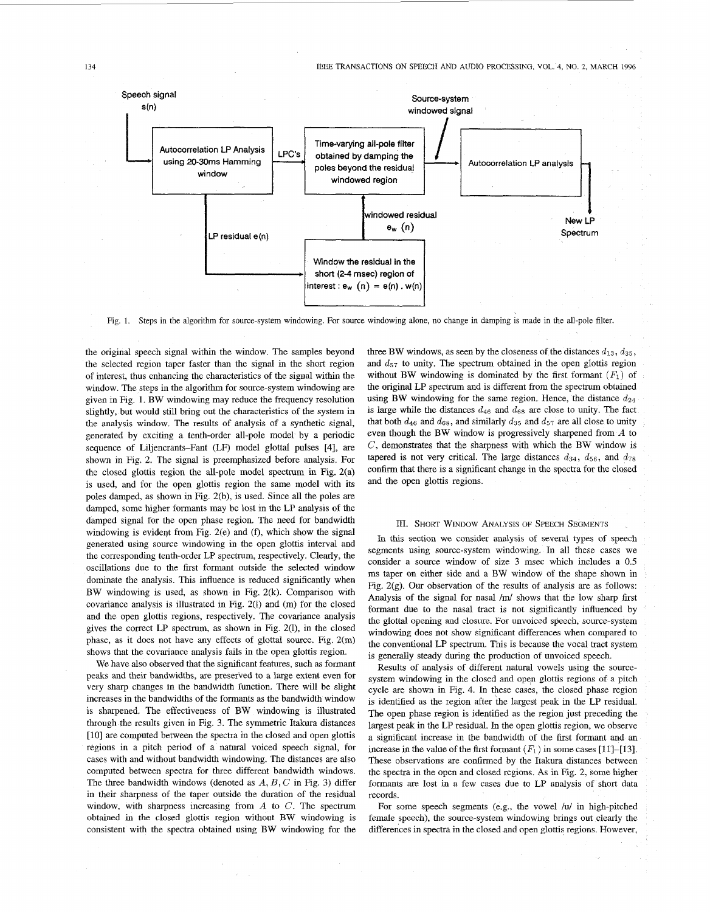Fig. 1. Steps in the algorithm for source-system windowing. For source windowing alone, no change in damping is made in the all-pole filter.

the original speech signal within the window. The samples beyond the selected region taper faster than the signal in the short region of interest, thus enhancing the characteristics of the signal within the window. The steps in the algorithm for source-system windowing are given in Fig. 1. BW windowing may reduce the frequency resolution slightly, but would still bring out the characteristics of the system in the analysis window. The results of analysis of a synthetic signal, generated by exciting a tenth-order all-pole model by a periodic sequence of Liljencrants–Fant (LF) model glottal pulses [4], are shown in Fig. 2. The signal is preemphasized before analysis. For the closed glottis region the all-pole model spectrum in Fig. 2(a) is used, and for the open glottis region the same model with its poles damped, as shown in Fig. 2(b), is used. Since all the poles are damped, some higher formants may be lost in the LP analysis of the damped signal for the open phase region. The need for bandwidth windowing is evident from Fig. 2(e) and (f), which show the signal generated using source windowing in the open glottis interval and the corresponding tenth-order LP spectrum, respectively. Clearly, the oscillations due to the first formant outside the selected window dominate the analysis. This influence is reduced significantly when BW windowing is used, as shown in Fig. 2(k). Comparison with covariance analysis is illustrated in Fig. 2(l) and (m) for the closed and the open glottis regions, respectively. The covariance analysis gives the correct LP spectrum, as shown in Fig. 2(l), in the closed phase, as it does not have any effects of glottal source. Fig. 2(m) shows that the covariance analysis fails in the open glottis region.

We have also observed that the significant features, such as formant peaks and their bandwidths, are preserved to a large extent even for very sharp changes in the bandwidth function. There will be slight increases in the bandwidths of the formants as the bandwidth window is sharpened. The effectiveness of BW windowing is illustrated through the results given in Fig. 3. The symmetric Itakura distances [10] are computed between the spectra in the closed and open glottis regions in a pitch period of a natural voiced speech signal, for cases with and without bandwidth windowing. The distances are also computed between spectra for three different bandwidth windows. The three bandwidth windows (denoted as $A, B, C$ in Fig. 3) differ in their sharpness of the taper outside the duration of the residual window, with sharpness increasing from $A$ to $C$. The spectrum obtained in the closed glottis region without BW windowing is consistent with the spectra obtained using BW windowing for the three BW windows, as seen by the closeness of the distances $d_{13}$, $d_{35}$, and $d_{57}$ to unity. The spectrum obtained in the open glottis region without BW windowing is dominated by the first formant $(F_1)$ of the original LP spectrum and is different from the spectrum obtained using BW windowing for the same region. Hence, the distance $d_{24}$ is large while the distances $d_{46}$ and $d_{68}$ are close to unity. The fact that both $d_{46}$ and $d_{68}$, and similarly $d_{35}$ and $d_{57}$ are all close to unity even though the BW window is progressively sharpened from $A$ to $C$, demonstrates that the sharpness with which the BW window is tapered is not very critical. The large distances $d_{34}$, $d_{56}$, and $d_{78}$ confirm that there is a significant change in the spectra for the closed and the open glottis regions.

## III. Short Window Analysis of Speech Segments

In this section we consider analysis of several types of speech segments using source-system windowing. In all these cases we consider a source window of size 3 msec which includes a 0.5 ms taper on either side and a BW window of the shape shown in Fig. 2(g). Our observation of the results of analysis are as follows: Analysis of the signal for nasal /m/ shows that the low sharp first formant due to the nasal tract is not significantly influenced by the glottal opening and closure. For unvoiced speech, source-system windowing does not show significant differences when compared to the conventional LP spectrum. This is because the vocal tract system is generally steady during the production of unvoiced speech.

Results of analysis of different natural vowels using the source-system windowing in the closed and open glottis regions of a pitch cycle are shown in Fig. 4. In these cases, the closed phase region is identified as the region after the largest peak in the LP residual. The open phase region is identified as the region just preceding the largest peak in the LP residual. In the open glottis region, we observe a significant increase in the bandwidth of the first formant and an increase in the value of the first formant $(F_1)$ in some cases [11]–[13]. These observations are confirmed by the Itakura distances between the spectra in the open and closed regions. As in Fig. 2, some higher formants are lost in a few cases due to LP analysis of short data records.

For some speech segments (e.g., the vowel /u/ in high-pitched female speech), the source-system windowing brings out clearly the differences in spectra in the closed and open glottis regions. However,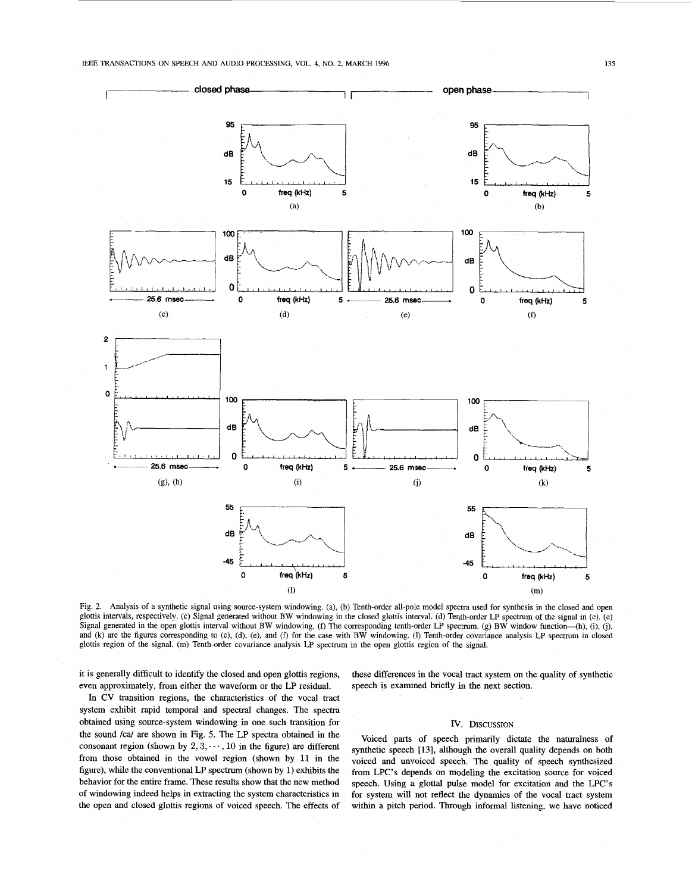Fig. 2. Analysis of a synthetic signal using source-system windowing. (a), (b) Tenth-order all-pole model spectra used for synthesis in the closed and open glottis intervals, respectively. (c) Signal generated without BW windowing in the closed glottis interval. (d) Tenth-order LP spectrum of the signal in (c). (e) Signal generated in the open glottis interval without BW windowing. (f) The corresponding tenth-order LP spectrum. (g) BW window function—(h), (i), (j), and (k) are the figures corresponding to (c), (d), (e), and (f) for the case with BW windowing. (l) Tenth-order covariance analysis LP spectrum in closed glottis region of the signal. (m) Tenth-order covariance analysis LP spectrum in the open glottis region of the signal.

it is generally difficult to identify the closed and open glottis regions, even approximately, from either the waveform or the LP residual.

In CV transition regions, the characteristics of the vocal tract system exhibit rapid temporal and spectral changes. The spectra obtained using source-system windowing in one such transition for the sound /ca/ are shown in Fig. 5. The LP spectra obtained in the consonant region (shown by $2, 3, \cdots, 10$ in the figure) are different from those obtained in the vowel region (shown by 11 in the figure), while the conventional LP spectrum (shown by 1) exhibits the behavior for the entire frame. These results show that the new method of windowing indeed helps in extracting the system characteristics in the open and closed glottis regions of voiced speech. The effects of these differences in the vocal tract system on the quality of synthetic speech is examined briefly in the next section.

## IV. Discussion

Voiced parts of speech primarily dictate the naturalness of synthetic speech [13], although the overall quality depends on both voiced and unvoiced speech. The quality of speech synthesized from LPC's depends on modeling the excitation source for voiced speech. Using a glottal pulse model for excitation and the LPC's for system will not reflect the dynamics of the vocal tract system within a pitch period. Through informal listening, we have noticed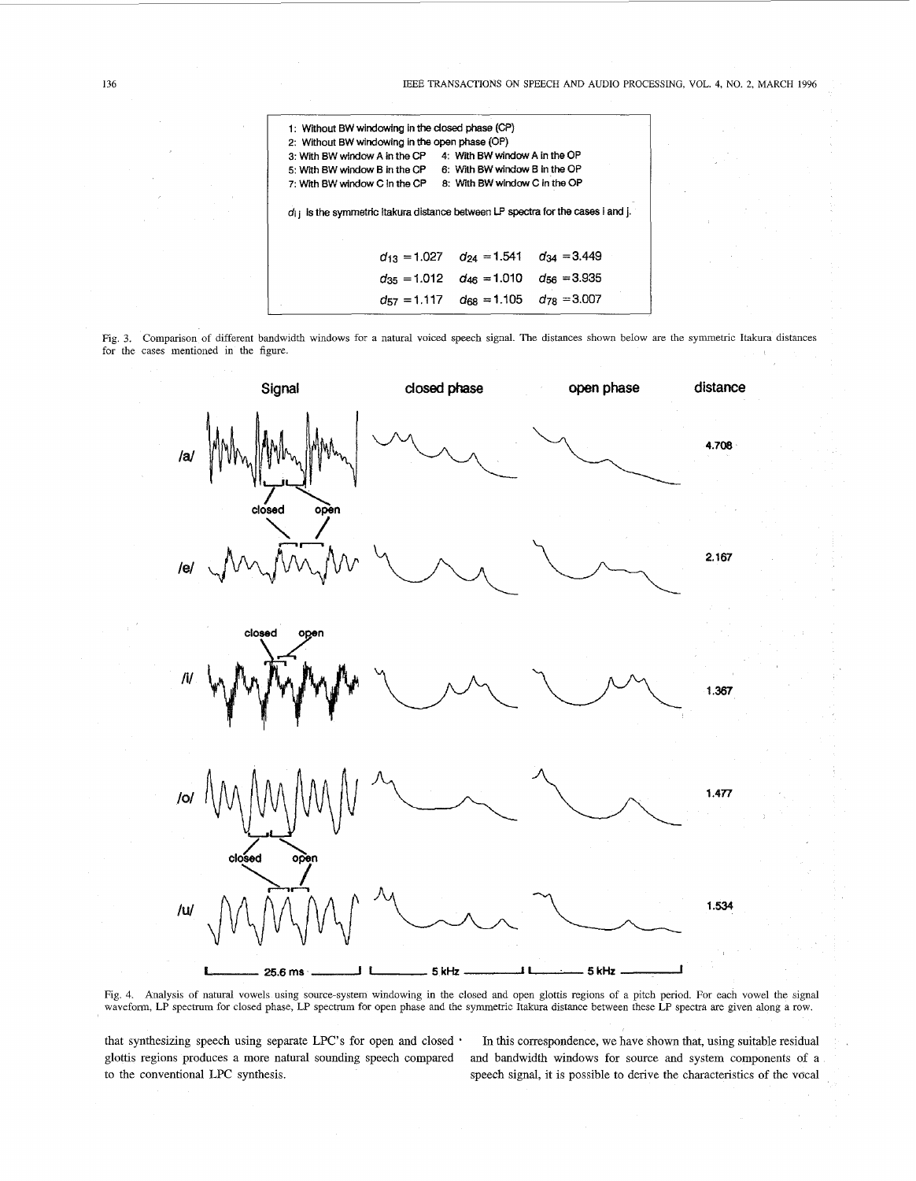1: Without BW windowing in the closed phase (CP)
2: Without BW windowing in the open phase (OP)
3: With BW window A in the CP 4: With BW window A in the OP
5: With BW window B in the CP 6: With BW window B in the OP
7: With BW window C in the CP 8: With BW window C in the OP

$d_{ij}$ is the symmetric Itakura distance between LP spectra for the cases i and j.

$d_{13} = 1.027$ $d_{24} = 1.541$ $d_{34} = 3.449$

$d_{35} = 1.012$ $d_{46} = 1.010$ $d_{56} = 3.935$

$d_{57} = 1.117$ $d_{68} = 1.105$ $d_{78} = 3.007$

Fig. 3. Comparison of different bandwidth windows for a natural voiced speech signal. The distances shown below are the symmetric Itakura distances for the cases mentioned in the figure.

| | Signal | closed phase | open phase | distance |
|---|---|---|---|---|
| /a/ | | | | 4.708 |
| /e/ | | | | 2.167 |
| /i/ | | | | 1.367 |
| /o/ | | | | 1.477 |
| /u/ | | | | 1.534 |

25.6 ms 5 kHz 5 kHz

Fig. 4. Analysis of natural vowels using source-system windowing in the closed and open glottis regions of a pitch period. For each vowel the signal waveform, LP spectrum for closed phase, LP spectrum for open phase and the symmetric Itakura distance between these LP spectra are given along a row.

that synthesizing speech using separate LPC's for open and closed glottis regions produces a more natural sounding speech compared to the conventional LPC synthesis.

In this correspondence, we have shown that, using suitable residual and bandwidth windows for source and system components of a speech signal, it is possible to derive the characteristics of the vocal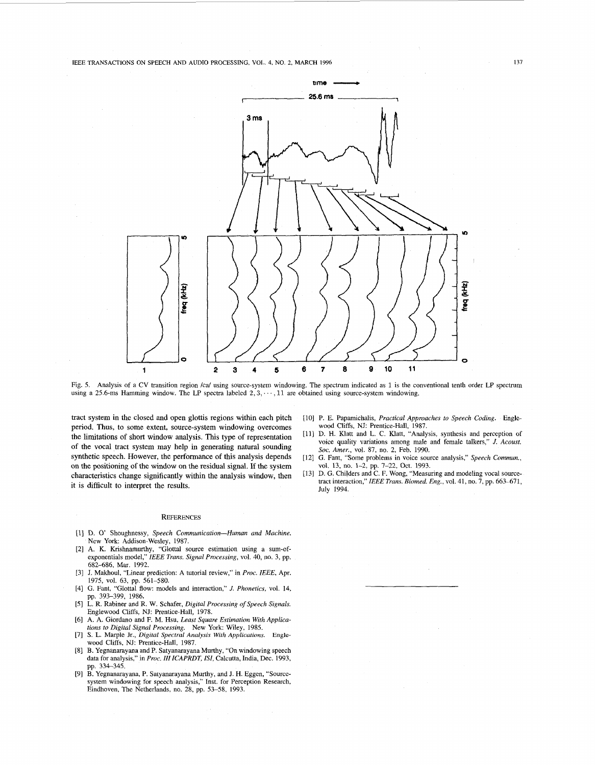time →

25.6 ms

3 ms

5

freq (kHz)

0

1

2 3 4 5 6 7 8 9 10 11

5

freq (kHz)

0

Fig. 5. Analysis of a CV transition region /ca/ using source-system windowing. The spectrum indicated as 1 is the conventional tenth order LP spectrum using a 25.6-ms Hamming window. The LP spectra labeled $2, 3, \cdots, 11$ are obtained using source-system windowing.

tract system in the closed and open glottis regions within each pitch period. Thus, to some extent, source-system windowing overcomes the limitations of short window analysis. This type of representation of the vocal tract system may help in generating natural sounding synthetic speech. However, the performance of this analysis depends on the positioning of the window on the residual signal. If the system characteristics change significantly within the analysis window, then it is difficult to interpret the results.

## References

[1] D. O' Shoughnessy, *Speech Communication—Human and Machine.* New York: Addison-Wesley, 1987.

[2] A. K. Krishnamurthy, "Glottal source estimation using a sum-of-exponentials model," *IEEE Trans. Signal Processing*, vol. 40, no. 3, pp. 682–686, Mar. 1992.

[3] J. Makhoul, "Linear prediction: A tutorial review," in *Proc. IEEE*, Apr. 1975, vol. 63, pp. 561–580.

[4] G. Fant, "Glottal flow: models and interaction," *J. Phonetics*, vol. 14, pp. 393–399, 1986.

[5] L. R. Rabiner and R. W. Schafer, *Digital Processing of Speech Signals.* Englewood Cliffs, NJ: Prentice-Hall, 1978.

[6] A. A. Giordano and F. M. Hsu, *Least Square Estimation With Applications to Digital Signal Processing.* New York: Wiley, 1985.

[7] S. L. Marple Jr., *Digital Spectral Analysis With Applications.* Englewood Cliffs, NJ: Prentice-Hall, 1987.

[8] B. Yegnanarayana and P. Satyanarayana Murthy, "On windowing speech data for analysis," in *Proc. III ICAPRDT, ISI*, Calcutta, India, Dec. 1993, pp. 334–345.

[9] B. Yegnanarayana, P. Satyanarayana Murthy, and J. H. Eggen, "Source-system windowing for speech analysis," Inst. for Perception Research, Eindhoven, The Netherlands, no. 28, pp. 53–58, 1993.

[10] P. E. Papamichalis, *Practical Approaches to Speech Coding.* Englewood Cliffs, NJ: Prentice-Hall, 1987.

[11] D. H. Klatt and L. C. Klatt, "Analysis, synthesis and perception of voice quality variations among male and female talkers," *J. Acoust. Soc. Amer.*, vol. 87, no. 2, Feb. 1990.

[12] G. Fant, "Some problems in voice source analysis," *Speech Commun.*, vol. 13, no. 1–2, pp. 7–22, Oct. 1993.

[13] D. G. Childers and C. F. Wong, "Measuring and modeling vocal source-tract interaction," *IEEE Trans. Biomed. Eng.*, vol. 41, no. 7, pp. 663–671, July 1994.